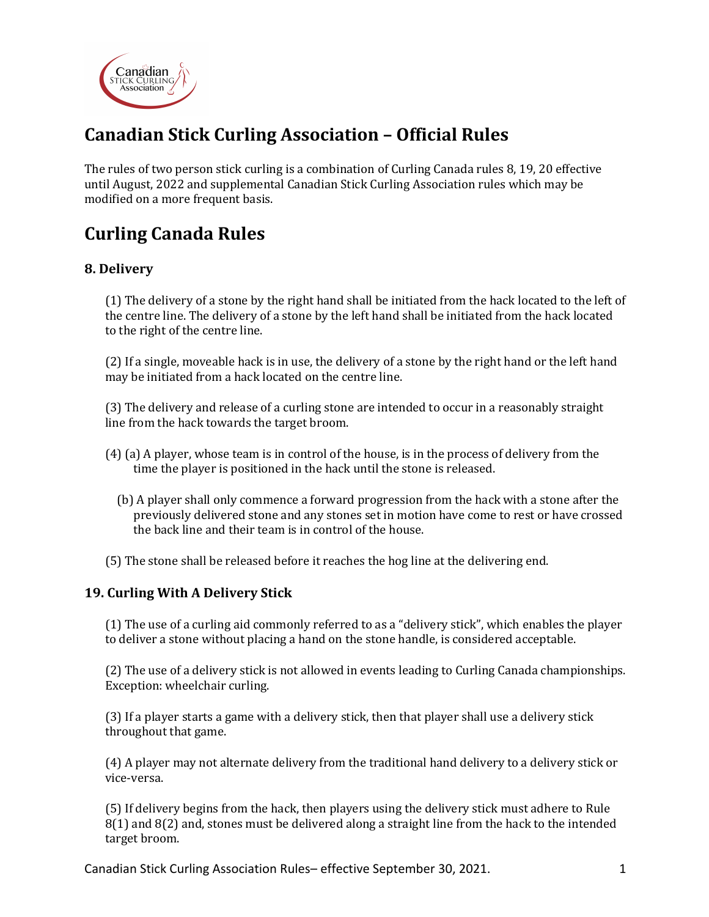# Canadian Stick Curling Association – Official Rules

The rules of two person stick curling is a combination of Curling Canada rules 8, 19, 20 effective until August, 2022 and supplemental Canadian Stick Curling Association rules which may be modified on a more frequent basis.

# Curling Canada Rules

### 8. Delivery

(1) The delivery of a stone by the right hand shall be initiated from the hack located to the left of the centre line. The delivery of a stone by the left hand shall be initiated from the hack located to the right of the centre line.

(2) If a single, moveable hack is in use, the delivery of a stone by the right hand or the left hand may be initiated from a hack located on the centre line.

(3) The delivery and release of a curling stone are intended to occur in a reasonably straight line from the hack towards the target broom.

(4) (a) A player, whose team is in control of the house, is in the process of delivery from the time the player is positioned in the hack until the stone is released.

(b) A player shall only commence a forward progression from the hack with a stone after the previously delivered stone and any stones set in motion have come to rest or have crossed the back line and their team is in control of the house.

(5) The stone shall be released before it reaches the hog line at the delivering end.

### 19. Curling With A Delivery Stick

(1) The use of a curling aid commonly referred to as a "delivery stick", which enables the player to deliver a stone without placing a hand on the stone handle, is considered acceptable.

(2) The use of a delivery stick is not allowed in events leading to Curling Canada championships. Exception: wheelchair curling.

(3) If a player starts a game with a delivery stick, then that player shall use a delivery stick throughout that game.

(4) A player may not alternate delivery from the traditional hand delivery to a delivery stick or vice-versa.

(5) If delivery begins from the hack, then players using the delivery stick must adhere to Rule 8(1) and 8(2) and, stones must be delivered along a straight line from the hack to the intended target broom.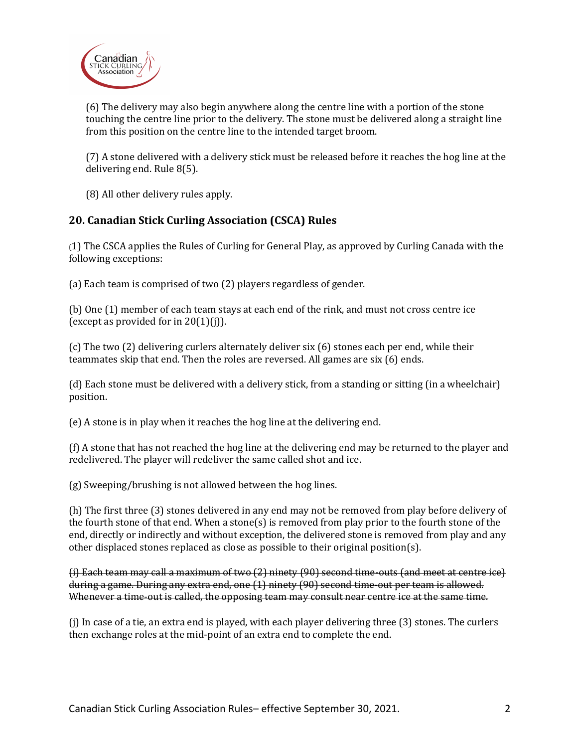(6) The delivery may also begin anywhere along the centre line with a portion of the stone touching the centre line prior to the delivery. The stone must be delivered along a straight line from this position on the centre line to the intended target broom.

(7) A stone delivered with a delivery stick must be released before it reaches the hog line at the delivering end. Rule 8(5).

(8) All other delivery rules apply.

## 20. Canadian Stick Curling Association (CSCA) Rules

(1) The CSCA applies the Rules of Curling for General Play, as approved by Curling Canada with the following exceptions:

(a) Each team is comprised of two (2) players regardless of gender.

(b) One (1) member of each team stays at each end of the rink, and must not cross centre ice (except as provided for in 20(1)(j)).

(c) The two (2) delivering curlers alternately deliver six (6) stones each per end, while their teammates skip that end. Then the roles are reversed. All games are six (6) ends.

(d) Each stone must be delivered with a delivery stick, from a standing or sitting (in a wheelchair) position.

(e) A stone is in play when it reaches the hog line at the delivering end.

(f) A stone that has not reached the hog line at the delivering end may be returned to the player and redelivered. The player will redeliver the same called shot and ice.

(g) Sweeping/brushing is not allowed between the hog lines.

(h) The first three (3) stones delivered in any end may not be removed from play before delivery of the fourth stone of that end. When a stone(s) is removed from play prior to the fourth stone of the end, directly or indirectly and without exception, the delivered stone is removed from play and any other displaced stones replaced as close as possible to their original position(s).

~~(i) Each team may call a maximum of two (2) ninety (90) second time-outs (and meet at centre ice) during a game. During any extra end, one (1) ninety (90) second time-out per team is allowed. Whenever a time-out is called, the opposing team may consult near centre ice at the same time.~~

(j) In case of a tie, an extra end is played, with each player delivering three (3) stones. The curlers then exchange roles at the mid-point of an extra end to complete the end.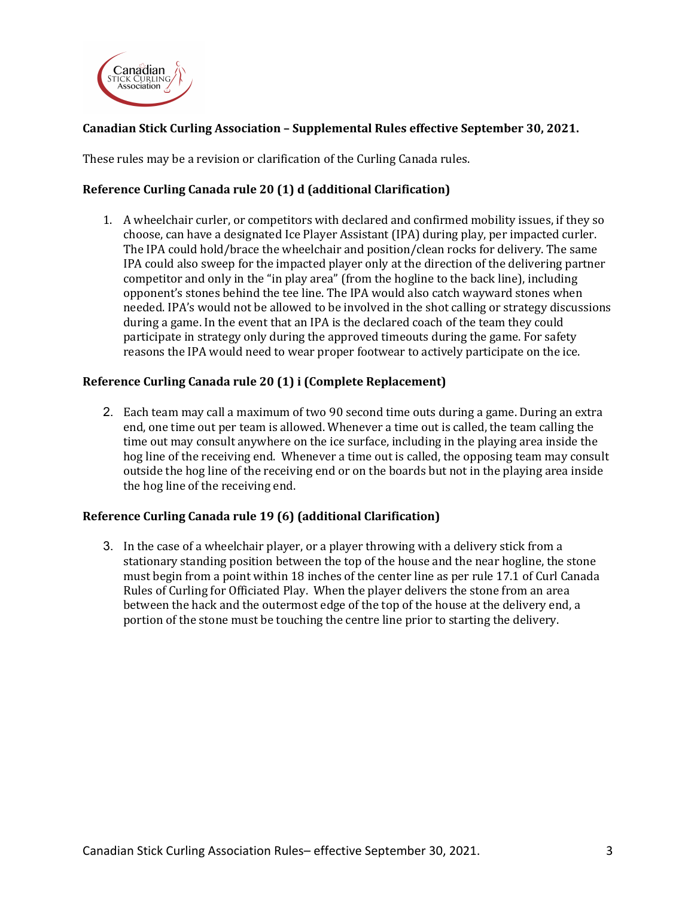**Canadian Stick Curling Association – Supplemental Rules effective September 30, 2021.**

These rules may be a revision or clarification of the Curling Canada rules.

**Reference Curling Canada rule 20 (1) d (additional Clarification)**

1. A wheelchair curler, or competitors with declared and confirmed mobility issues, if they so choose, can have a designated Ice Player Assistant (IPA) during play, per impacted curler. The IPA could hold/brace the wheelchair and position/clean rocks for delivery. The same IPA could also sweep for the impacted player only at the direction of the delivering partner competitor and only in the "in play area" (from the hogline to the back line), including opponent's stones behind the tee line. The IPA would also catch wayward stones when needed. IPA's would not be allowed to be involved in the shot calling or strategy discussions during a game. In the event that an IPA is the declared coach of the team they could participate in strategy only during the approved timeouts during the game. For safety reasons the IPA would need to wear proper footwear to actively participate on the ice.

**Reference Curling Canada rule 20 (1) i (Complete Replacement)**

2. Each team may call a maximum of two 90 second time outs during a game. During an extra end, one time out per team is allowed. Whenever a time out is called, the team calling the time out may consult anywhere on the ice surface, including in the playing area inside the hog line of the receiving end. Whenever a time out is called, the opposing team may consult outside the hog line of the receiving end or on the boards but not in the playing area inside the hog line of the receiving end.

**Reference Curling Canada rule 19 (6) (additional Clarification)**

3. In the case of a wheelchair player, or a player throwing with a delivery stick from a stationary standing position between the top of the house and the near hogline, the stone must begin from a point within 18 inches of the center line as per rule 17.1 of Curl Canada Rules of Curling for Officiated Play. When the player delivers the stone from an area between the hack and the outermost edge of the top of the house at the delivery end, a portion of the stone must be touching the centre line prior to starting the delivery.